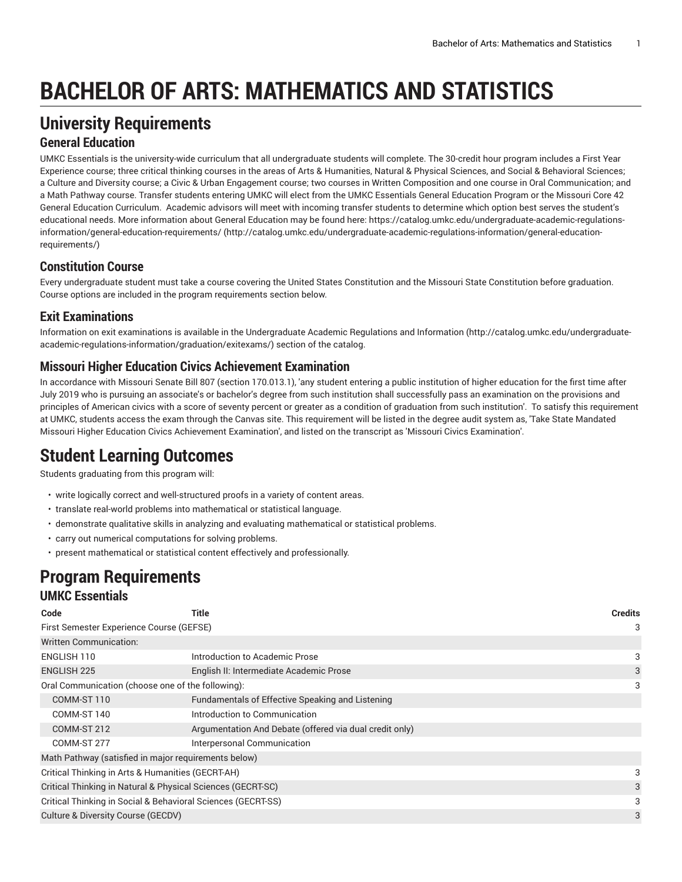# BACHELOR OF ARTS: MATHEMATICS AND STATISTICS

## University Requirements

### General Education

UMKC Essentials is the university-wide curriculum that all undergraduate students will complete. The 30-credit hour program includes a First Year Experience course; three critical thinking courses in the areas of Arts & Humanities, Natural & Physical Sciences, and Social & Behavioral Sciences; a Culture and Diversity course; a Civic & Urban Engagement course; two courses in Written Composition and one course in Oral Communication; and a Math Pathway course. Transfer students entering UMKC will elect from the UMKC Essentials General Education Program or the Missouri Core 42 General Education Curriculum. Academic advisors will meet with incoming transfer students to determine which option best serves the student's educational needs. More information about General Education may be found here: https://catalog.umkc.edu/undergraduate-academic-regulations-information/general-education-requirements/ (http://catalog.umkc.edu/undergraduate-academic-regulations-information/general-education-requirements/)

### Constitution Course

Every undergraduate student must take a course covering the United States Constitution and the Missouri State Constitution before graduation. Course options are included in the program requirements section below.

### Exit Examinations

Information on exit examinations is available in the Undergraduate Academic Regulations and Information (http://catalog.umkc.edu/undergraduate-academic-regulations-information/graduation/exitexams/) section of the catalog.

### Missouri Higher Education Civics Achievement Examination

In accordance with Missouri Senate Bill 807 (section 170.013.1), 'any student entering a public institution of higher education for the first time after July 2019 who is pursuing an associate's or bachelor's degree from such institution shall successfully pass an examination on the provisions and principles of American civics with a score of seventy percent or greater as a condition of graduation from such institution'. To satisfy this requirement at UMKC, students access the exam through the Canvas site. This requirement will be listed in the degree audit system as, 'Take State Mandated Missouri Higher Education Civics Achievement Examination', and listed on the transcript as 'Missouri Civics Examination'.

## Student Learning Outcomes

Students graduating from this program will:

- write logically correct and well-structured proofs in a variety of content areas.
- translate real-world problems into mathematical or statistical language.
- demonstrate qualitative skills in analyzing and evaluating mathematical or statistical problems.
- carry out numerical computations for solving problems.
- present mathematical or statistical content effectively and professionally.

## Program Requirements

### UMKC Essentials

| Code | Title | Credits |
|---|---|---|
| First Semester Experience Course (GEFSE) | | 3 |
| Written Communication: | | |
| ENGLISH 110 | Introduction to Academic Prose | 3 |
| ENGLISH 225 | English II: Intermediate Academic Prose | 3 |
| Oral Communication (choose one of the following): | | 3 |
| COMM-ST 110 | Fundamentals of Effective Speaking and Listening | |
| COMM-ST 140 | Introduction to Communication | |
| COMM-ST 212 | Argumentation And Debate (offered via dual credit only) | |
| COMM-ST 277 | Interpersonal Communication | |
| Math Pathway (satisfied in major requirements below) | | |
| Critical Thinking in Arts & Humanities (GECRT-AH) | | 3 |
| Critical Thinking in Natural & Physical Sciences (GECRT-SC) | | 3 |
| Critical Thinking in Social & Behavioral Sciences (GECRT-SS) | | 3 |
| Culture & Diversity Course (GECDV) | | 3 |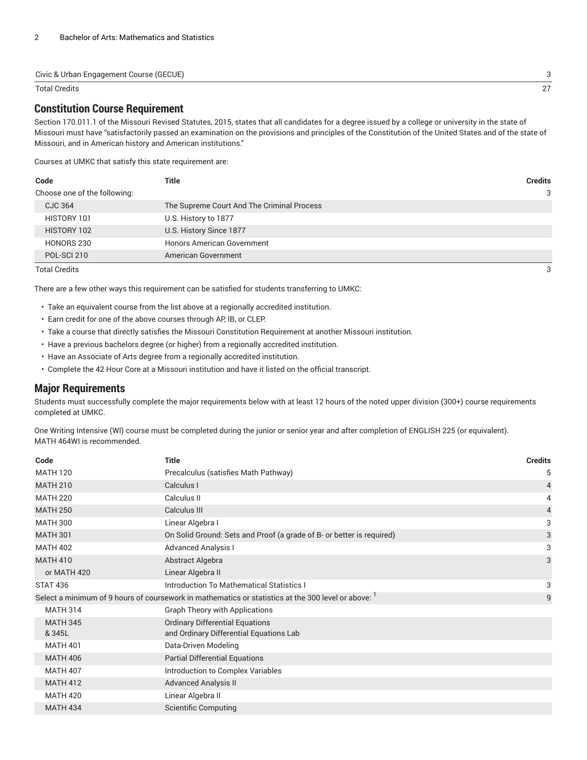| | | |
|---|---|---|
| Civic & Urban Engagement Course (GECUE) | | 3 |
| Total Credits | | 27 |

## Constitution Course Requirement

Section 170.011.1 of the Missouri Revised Statutes, 2015, states that all candidates for a degree issued by a college or university in the state of Missouri must have "satisfactorily passed an examination on the provisions and principles of the Constitution of the United States and of the state of Missouri, and in American history and American institutions."

Courses at UMKC that satisfy this state requirement are:

| Code | Title | Credits |
|---|---|---|
| Choose one of the following: | | 3 |
| CJC 364 | The Supreme Court And The Criminal Process | |
| HISTORY 101 | U.S. History to 1877 | |
| HISTORY 102 | U.S. History Since 1877 | |
| HONORS 230 | Honors American Government | |
| POL-SCI 210 | American Government | |
| Total Credits | | 3 |

There are a few other ways this requirement can be satisfied for students transferring to UMKC:

- Take an equivalent course from the list above at a regionally accredited institution.
- Earn credit for one of the above courses through AP, IB, or CLEP.
- Take a course that directly satisfies the Missouri Constitution Requirement at another Missouri institution.
- Have a previous bachelors degree (or higher) from a regionally accredited institution.
- Have an Associate of Arts degree from a regionally accredited institution.
- Complete the 42 Hour Core at a Missouri institution and have it listed on the official transcript.

## Major Requirements

Students must successfully complete the major requirements below with at least 12 hours of the noted upper division (300+) course requirements completed at UMKC.

One Writing Intensive (WI) course must be completed during the junior or senior year and after completion of ENGLISH 225 (or equivalent). MATH 464WI is recommended.

| Code | Title | Credits |
|---|---|---|
| MATH 120 | Precalculus (satisfies Math Pathway) | 5 |
| MATH 210 | Calculus I | 4 |
| MATH 220 | Calculus II | 4 |
| MATH 250 | Calculus III | 4 |
| MATH 300 | Linear Algebra I | 3 |
| MATH 301 | On Solid Ground: Sets and Proof (a grade of B- or better is required) | 3 |
| MATH 402 | Advanced Analysis I | 3 |
| MATH 410 | Abstract Algebra | 3 |
| or MATH 420 | Linear Algebra II | |
| STAT 436 | Introduction To Mathematical Statistics I | 3 |
| Select a minimum of 9 hours of coursework in mathematics or statistics at the 300 level or above: [1] | | 9 |
| MATH 314 | Graph Theory with Applications | |
| MATH 345 & 345L | Ordinary Differential Equations and Ordinary Differential Equations Lab | |
| MATH 401 | Data-Driven Modeling | |
| MATH 406 | Partial Differential Equations | |
| MATH 407 | Introduction to Complex Variables | |
| MATH 412 | Advanced Analysis II | |
| MATH 420 | Linear Algebra II | |
| MATH 434 | Scientific Computing | |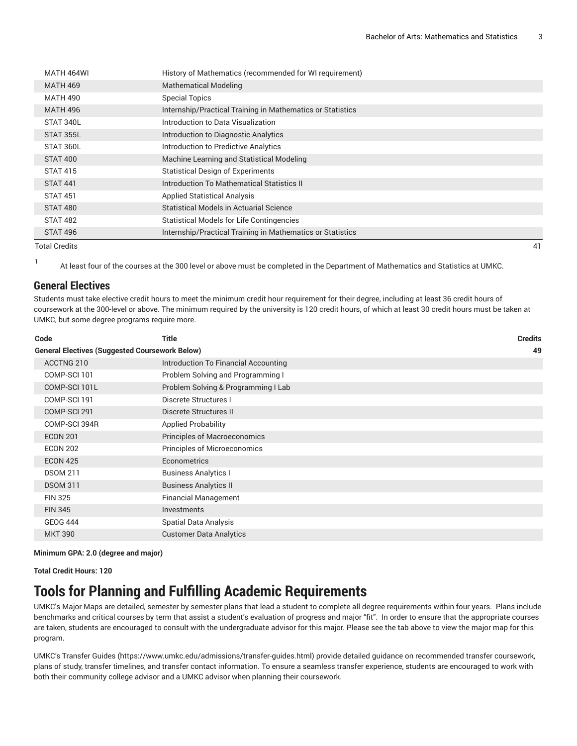| | | |
|---|---|---|
| MATH 464WI | History of Mathematics (recommended for WI requirement) | |
| MATH 469 | Mathematical Modeling | |
| MATH 490 | Special Topics | |
| MATH 496 | Internship/Practical Training in Mathematics or Statistics | |
| STAT 340L | Introduction to Data Visualization | |
| STAT 355L | Introduction to Diagnostic Analytics | |
| STAT 360L | Introduction to Predictive Analytics | |
| STAT 400 | Machine Learning and Statistical Modeling | |
| STAT 415 | Statistical Design of Experiments | |
| STAT 441 | Introduction To Mathematical Statistics II | |
| STAT 451 | Applied Statistical Analysis | |
| STAT 480 | Statistical Models in Actuarial Science | |
| STAT 482 | Statistical Models for Life Contingencies | |
| STAT 496 | Internship/Practical Training in Mathematics or Statistics | |
| Total Credits | | 41 |

[1] At least four of the courses at the 300 level or above must be completed in the Department of Mathematics and Statistics at UMKC.

## General Electives

Students must take elective credit hours to meet the minimum credit hour requirement for their degree, including at least 36 credit hours of coursework at the 300-level or above. The minimum required by the university is 120 credit hours, of which at least 30 credit hours must be taken at UMKC, but some degree programs require more.

| Code | Title | Credits |
|---|---|---|
| **General Electives (Suggested Coursework Below)** | | **49** |
| ACCTNG 210 | Introduction To Financial Accounting | |
| COMP-SCI 101 | Problem Solving and Programming I | |
| COMP-SCI 101L | Problem Solving & Programming I Lab | |
| COMP-SCI 191 | Discrete Structures I | |
| COMP-SCI 291 | Discrete Structures II | |
| COMP-SCI 394R | Applied Probability | |
| ECON 201 | Principles of Macroeconomics | |
| ECON 202 | Principles of Microeconomics | |
| ECON 425 | Econometrics | |
| DSOM 211 | Business Analytics I | |
| DSOM 311 | Business Analytics II | |
| FIN 325 | Financial Management | |
| FIN 345 | Investments | |
| GEOG 444 | Spatial Data Analysis | |
| MKT 390 | Customer Data Analytics | |

**Minimum GPA: 2.0 (degree and major)**

**Total Credit Hours: 120**

# Tools for Planning and Fulfilling Academic Requirements

UMKC's Major Maps are detailed, semester by semester plans that lead a student to complete all degree requirements within four years. Plans include benchmarks and critical courses by term that assist a student's evaluation of progress and major "fit". In order to ensure that the appropriate courses are taken, students are encouraged to consult with the undergraduate advisor for this major. Please see the tab above to view the major map for this program.

UMKC's Transfer Guides (https://www.umkc.edu/admissions/transfer-guides.html) provide detailed guidance on recommended transfer coursework, plans of study, transfer timelines, and transfer contact information. To ensure a seamless transfer experience, students are encouraged to work with both their community college advisor and a UMKC advisor when planning their coursework.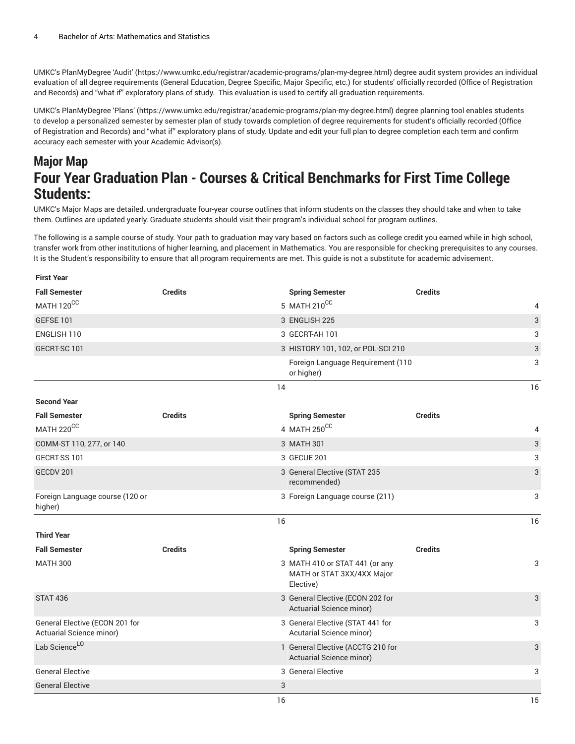UMKC's PlanMyDegree 'Audit' (https://www.umkc.edu/registrar/academic-programs/plan-my-degree.html) degree audit system provides an individual evaluation of all degree requirements (General Education, Degree Specific, Major Specific, etc.) for students' officially recorded (Office of Registration and Records) and "what if" exploratory plans of study. This evaluation is used to certify all graduation requirements.

UMKC's PlanMyDegree 'Plans' (https://www.umkc.edu/registrar/academic-programs/plan-my-degree.html) degree planning tool enables students to develop a personalized semester by semester plan of study towards completion of degree requirements for student's officially recorded (Office of Registration and Records) and "what if" exploratory plans of study. Update and edit your full plan to degree completion each term and confirm accuracy each semester with your Academic Advisor(s).

## Major Map

## Four Year Graduation Plan - Courses & Critical Benchmarks for First Time College Students:

UMKC's Major Maps are detailed, undergraduate four-year course outlines that inform students on the classes they should take and when to take them. Outlines are updated yearly. Graduate students should visit their program's individual school for program outlines.

The following is a sample course of study. Your path to graduation may vary based on factors such as college credit you earned while in high school, transfer work from other institutions of higher learning, and placement in Mathematics. You are responsible for checking prerequisites to any courses. It is the Student's responsibility to ensure that all program requirements are met. This guide is not a substitute for academic advisement.

| First Year | | | |
|---|---|---|---|
| **Fall Semester** | **Credits** | **Spring Semester** | **Credits** |
| MATH 120[CC] | 5 | MATH 210[CC] | 4 |
| GEFSE 101 | 3 | ENGLISH 225 | 3 |
| ENGLISH 110 | 3 | GECRT-AH 101 | 3 |
| GECRT-SC 101 | 3 | HISTORY 101, 102, or POL-SCI 210 | 3 |
| | | Foreign Language Requirement (110 or higher) | 3 |
| | 14 | | 16 |
| **Second Year** | | | |
| **Fall Semester** | **Credits** | **Spring Semester** | **Credits** |
| MATH 220[CC] | 4 | MATH 250[CC] | 4 |
| COMM-ST 110, 277, or 140 | 3 | MATH 301 | 3 |
| GECRT-SS 101 | 3 | GECUE 201 | 3 |
| GECDV 201 | 3 | General Elective (STAT 235 recommended) | 3 |
| Foreign Language course (120 or higher) | 3 | Foreign Language course (211) | 3 |
| | 16 | | 16 |
| **Third Year** | | | |
| **Fall Semester** | **Credits** | **Spring Semester** | **Credits** |
| MATH 300 | 3 | MATH 410 or STAT 441 (or any MATH or STAT 3XX/4XX Major Elective) | 3 |
| STAT 436 | 3 | General Elective (ECON 202 for Actuarial Science minor) | 3 |
| General Elective (ECON 201 for Actuarial Science minor) | 3 | General Elective (STAT 441 for Acutarial Science minor) | 3 |
| Lab Science[LO] | 1 | General Elective (ACCTG 210 for Actuarial Science minor) | 3 |
| General Elective | 3 | General Elective | 3 |
| General Elective | 3 | | |
| | 16 | | 15 |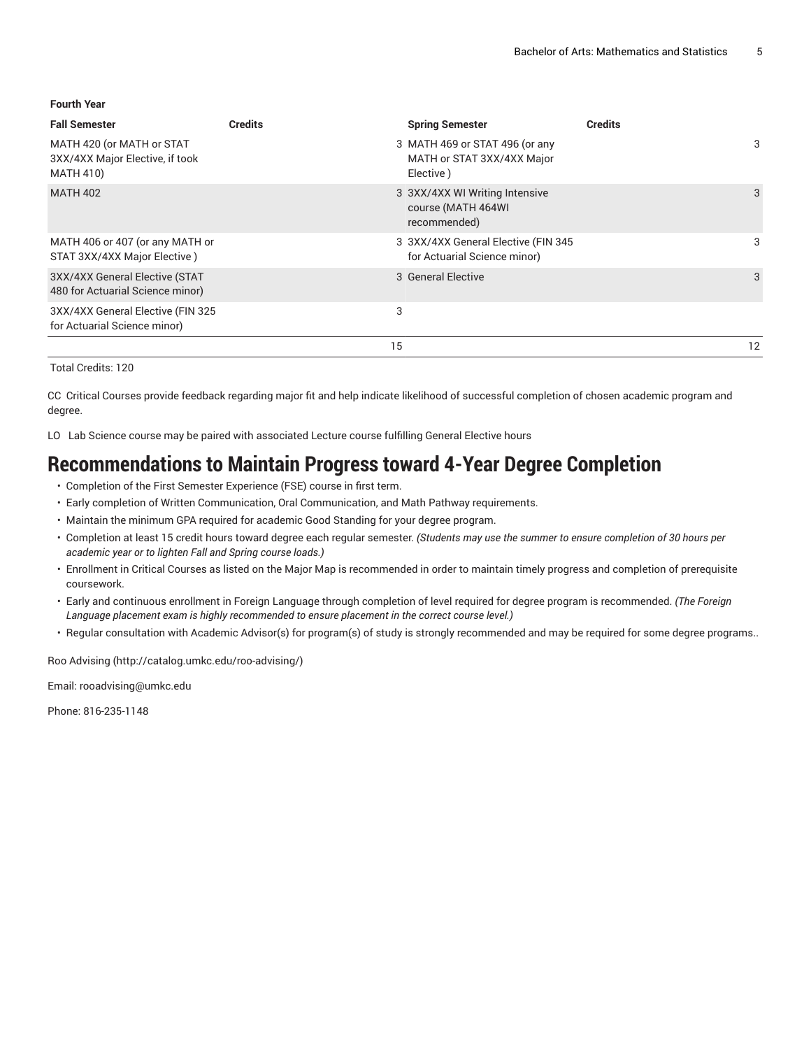**Fourth Year**

| Fall Semester | Credits | Spring Semester | Credits |
| --- | --- | --- | --- |
| MATH 420 (or MATH or STAT 3XX/4XX Major Elective, if took MATH 410) | 3 | MATH 469 or STAT 496 (or any MATH or STAT 3XX/4XX Major Elective ) | 3 |
| MATH 402 | 3 | 3XX/4XX WI Writing Intensive course (MATH 464WI recommended) | 3 |
| MATH 406 or 407 (or any MATH or STAT 3XX/4XX Major Elective ) | 3 | 3XX/4XX General Elective (FIN 345 for Actuarial Science minor) | 3 |
| 3XX/4XX General Elective (STAT 480 for Actuarial Science minor) | 3 | General Elective | 3 |
| 3XX/4XX General Elective (FIN 325 for Actuarial Science minor) | 3 | | |
| | 15 | | 12 |

Total Credits: 120

CC Critical Courses provide feedback regarding major fit and help indicate likelihood of successful completion of chosen academic program and degree.

LO Lab Science course may be paired with associated Lecture course fulfilling General Elective hours

## Recommendations to Maintain Progress toward 4-Year Degree Completion

- Completion of the First Semester Experience (FSE) course in first term.
- Early completion of Written Communication, Oral Communication, and Math Pathway requirements.
- Maintain the minimum GPA required for academic Good Standing for your degree program.
- Completion at least 15 credit hours toward degree each regular semester. *(Students may use the summer to ensure completion of 30 hours per academic year or to lighten Fall and Spring course loads.)*
- Enrollment in Critical Courses as listed on the Major Map is recommended in order to maintain timely progress and completion of prerequisite coursework.
- Early and continuous enrollment in Foreign Language through completion of level required for degree program is recommended. *(The Foreign Language placement exam is highly recommended to ensure placement in the correct course level.)*
- Regular consultation with Academic Advisor(s) for program(s) of study is strongly recommended and may be required for some degree programs..

Roo Advising (http://catalog.umkc.edu/roo-advising/)

Email: rooadvising@umkc.edu

Phone: 816-235-1148